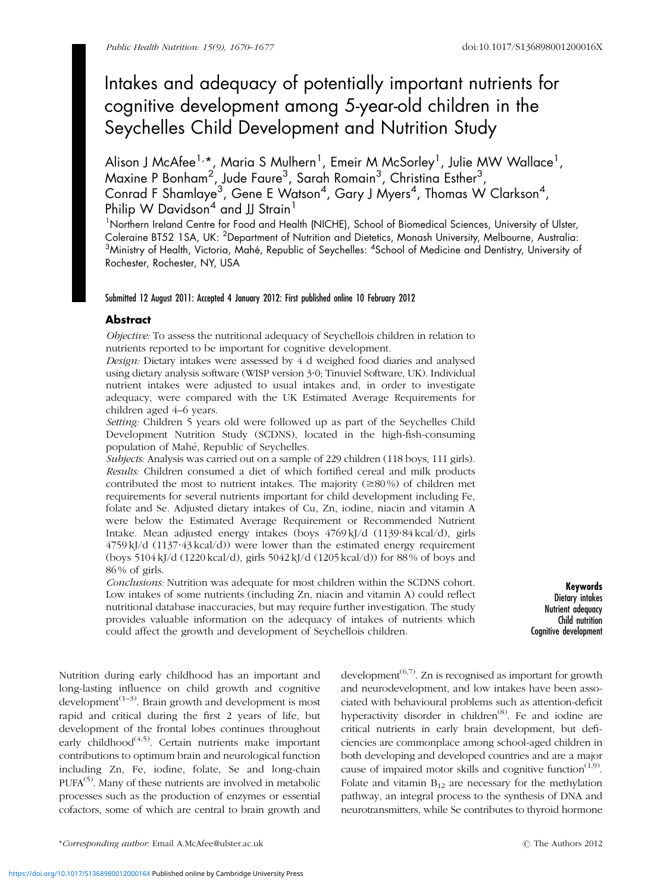# Intakes and adequacy of potentially important nutrients for cognitive development among 5-year-old children in the Seychelles Child Development and Nutrition Study

Alison J McAfee[1,*], Maria S Mulhern[1], Emeir M McSorley[1], Julie MW Wallace[1], Maxine P Bonham[2], Jude Faure[3], Sarah Romain[3], Christina Esther[3], Conrad F Shamlaye[3], Gene E Watson[4], Gary J Myers[4], Thomas W Clarkson[4], Philip W Davidson[4] and JJ Strain[1]

[1]Northern Ireland Centre for Food and Health (NICHE), School of Biomedical Sciences, University of Ulster, Coleraine BT52 1SA, UK: [2]Department of Nutrition and Dietetics, Monash University, Melbourne, Australia: [3]Ministry of Health, Victoria, Mahé, Republic of Seychelles: [4]School of Medicine and Dentistry, University of Rochester, Rochester, NY, USA

Submitted 12 August 2011: Accepted 4 January 2012: First published online 10 February 2012

## Abstract

*Objective:* To assess the nutritional adequacy of Seychellois children in relation to nutrients reported to be important for cognitive development.

*Design:* Dietary intakes were assessed by 4 d weighed food diaries and analysed using dietary analysis software (WISP version 3·0; Tinuviel Software, UK). Individual nutrient intakes were adjusted to usual intakes and, in order to investigate adequacy, were compared with the UK Estimated Average Requirements for children aged 4–6 years.

*Setting:* Children 5 years old were followed up as part of the Seychelles Child Development Nutrition Study (SCDNS), located in the high-fish-consuming population of Mahé, Republic of Seychelles.

*Subjects:* Analysis was carried out on a sample of 229 children (118 boys, 111 girls).

*Results:* Children consumed a diet of which fortified cereal and milk products contributed the most to nutrient intakes. The majority (≥80 %) of children met requirements for several nutrients important for child development including Fe, folate and Se. Adjusted dietary intakes of Cu, Zn, iodine, niacin and vitamin A were below the Estimated Average Requirement or Recommended Nutrient Intake. Mean adjusted energy intakes (boys 4769 kJ/d (1139·84 kcal/d), girls 4759 kJ/d (1137·43 kcal/d)) were lower than the estimated energy requirement (boys 5104 kJ/d (1220 kcal/d), girls 5042 kJ/d (1205 kcal/d)) for 88 % of boys and 86 % of girls.

*Conclusions:* Nutrition was adequate for most children within the SCDNS cohort. Low intakes of some nutrients (including Zn, niacin and vitamin A) could reflect nutritional database inaccuracies, but may require further investigation. The study provides valuable information on the adequacy of intakes of nutrients which could affect the growth and development of Seychellois children.

**Keywords**
Dietary intakes
Nutrient adequacy
Child nutrition
Cognitive development

Nutrition during early childhood has an important and long-lasting influence on child growth and cognitive development[1–3]. Brain growth and development is most rapid and critical during the first 2 years of life, but development of the frontal lobes continues throughout early childhood[4,5]. Certain nutrients make important contributions to optimum brain and neurological function including Zn, Fe, iodine, folate, Se and long-chain PUFA[5]. Many of these nutrients are involved in metabolic processes such as the production of enzymes or essential cofactors, some of which are central to brain growth and development[6,7]. Zn is recognised as important for growth and neurodevelopment, and low intakes have been associated with behavioural problems such as attention-deficit hyperactivity disorder in children[8]. Fe and iodine are critical nutrients in early brain development, but deficiencies are commonplace among school-aged children in both developing and developed countries and are a major cause of impaired motor skills and cognitive function[1,9]. Folate and vitamin $B_{12}$ are necessary for the methylation pathway, an integral process to the synthesis of DNA and neurotransmitters, while Se contributes to thyroid hormone

*Corresponding author: Email A.McAfee@ulster.ac.uk

© The Authors 2012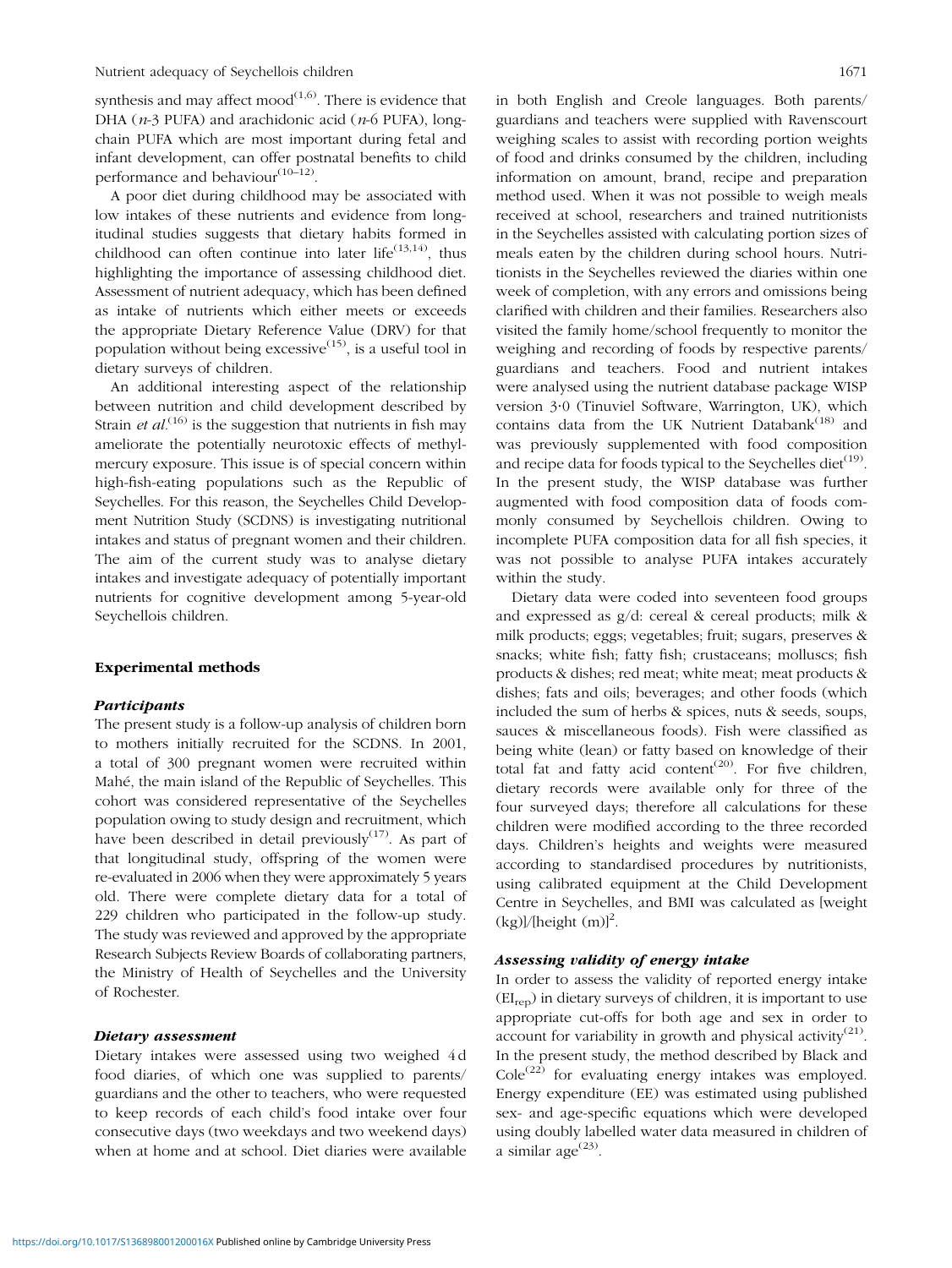synthesis and may affect mood[1,6]. There is evidence that DHA ($n$-3 PUFA) and arachidonic acid ($n$-6 PUFA), long-chain PUFA which are most important during fetal and infant development, can offer postnatal benefits to child performance and behaviour[10–12].

A poor diet during childhood may be associated with low intakes of these nutrients and evidence from longitudinal studies suggests that dietary habits formed in childhood can often continue into later life[13,14], thus highlighting the importance of assessing childhood diet. Assessment of nutrient adequacy, which has been defined as intake of nutrients which either meets or exceeds the appropriate Dietary Reference Value (DRV) for that population without being excessive[15], is a useful tool in dietary surveys of children.

An additional interesting aspect of the relationship between nutrition and child development described by Strain *et al.*[16] is the suggestion that nutrients in fish may ameliorate the potentially neurotoxic effects of methylmercury exposure. This issue is of special concern within high-fish-eating populations such as the Republic of Seychelles. For this reason, the Seychelles Child Development Nutrition Study (SCDNS) is investigating nutritional intakes and status of pregnant women and their children. The aim of the current study was to analyse dietary intakes and investigate adequacy of potentially important nutrients for cognitive development among 5-year-old Seychellois children.

## Experimental methods

### *Participants*

The present study is a follow-up analysis of children born to mothers initially recruited for the SCDNS. In 2001, a total of 300 pregnant women were recruited within Mahé, the main island of the Republic of Seychelles. This cohort was considered representative of the Seychelles population owing to study design and recruitment, which have been described in detail previously[17]. As part of that longitudinal study, offspring of the women were re-evaluated in 2006 when they were approximately 5 years old. There were complete dietary data for a total of 229 children who participated in the follow-up study. The study was reviewed and approved by the appropriate Research Subjects Review Boards of collaborating partners, the Ministry of Health of Seychelles and the University of Rochester.

### *Dietary assessment*

Dietary intakes were assessed using two weighed 4 d food diaries, of which one was supplied to parents/guardians and the other to teachers, who were requested to keep records of each child's food intake over four consecutive days (two weekdays and two weekend days) when at home and at school. Diet diaries were available in both English and Creole languages. Both parents/guardians and teachers were supplied with Ravenscourt weighing scales to assist with recording portion weights of food and drinks consumed by the children, including information on amount, brand, recipe and preparation method used. When it was not possible to weigh meals received at school, researchers and trained nutritionists in the Seychelles assisted with calculating portion sizes of meals eaten by the children during school hours. Nutritionists in the Seychelles reviewed the diaries within one week of completion, with any errors and omissions being clarified with children and their families. Researchers also visited the family home/school frequently to monitor the weighing and recording of foods by respective parents/guardians and teachers. Food and nutrient intakes were analysed using the nutrient database package WISP version 3·0 (Tinuviel Software, Warrington, UK), which contains data from the UK Nutrient Databank[18] and was previously supplemented with food composition and recipe data for foods typical to the Seychelles diet[19]. In the present study, the WISP database was further augmented with food composition data of foods commonly consumed by Seychellois children. Owing to incomplete PUFA composition data for all fish species, it was not possible to analyse PUFA intakes accurately within the study.

Dietary data were coded into seventeen food groups and expressed as g/d: cereal & cereal products; milk & milk products; eggs; vegetables; fruit; sugars, preserves & snacks; white fish; fatty fish; crustaceans; molluscs; fish products & dishes; red meat; white meat; meat products & dishes; fats and oils; beverages; and other foods (which included the sum of herbs & spices, nuts & seeds, soups, sauces & miscellaneous foods). Fish were classified as being white (lean) or fatty based on knowledge of their total fat and fatty acid content[20]. For five children, dietary records were available only for three of the four surveyed days; therefore all calculations for these children were modified according to the three recorded days. Children's heights and weights were measured according to standardised procedures by nutritionists, using calibrated equipment at the Child Development Centre in Seychelles, and BMI was calculated as $[\text{weight (kg)}]/[\text{height (m)}]^2$.

### *Assessing validity of energy intake*

In order to assess the validity of reported energy intake ($EI_{rep}$) in dietary surveys of children, it is important to use appropriate cut-offs for both age and sex in order to account for variability in growth and physical activity[21]. In the present study, the method described by Black and Cole[22] for evaluating energy intakes was employed. Energy expenditure (EE) was estimated using published sex- and age-specific equations which were developed using doubly labelled water data measured in children of a similar age[23].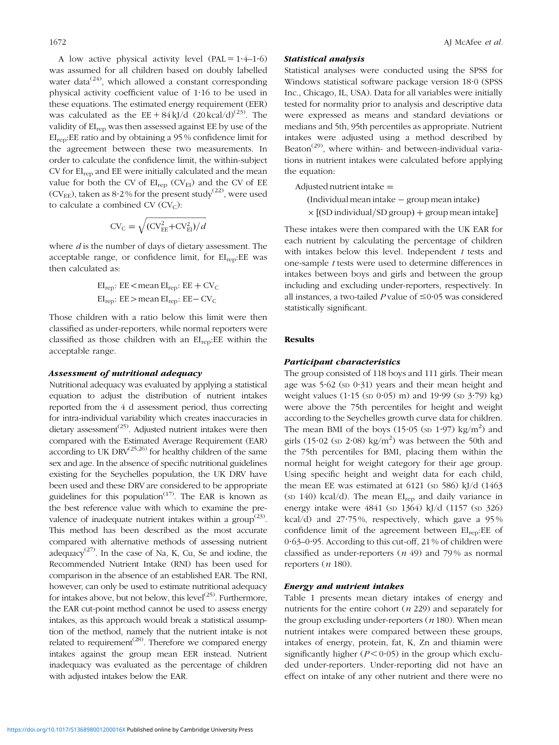A low active physical activity level (PAL = 1·4–1·6) was assumed for all children based on doubly labelled water data[24], which allowed a constant corresponding physical activity coefficient value of 1·16 to be used in these equations. The estimated energy requirement (EER) was calculated as the EE + 84 kJ/d (20 kcal/d)[23]. The validity of $EI_{rep}$ was then assessed against EE by use of the $EI_{rep}$:EE ratio and by obtaining a 95 % confidence limit for the agreement between these two measurements. In order to calculate the confidence limit, the within-subject CV for $EI_{rep}$ and EE were initially calculated and the mean value for both the CV of $EI_{rep}$ ($CV_{EI}$) and the CV of EE ($CV_{EE}$), taken as 8·2 % for the present study[22], were used to calculate a combined CV ($CV_C$):

$$CV_C = \sqrt{(CV_{EE}^2 + CV_{EI}^2)/d}$$

where $d$ is the number of days of dietary assessment. The acceptable range, or confidence limit, for $EI_{rep}$:EE was then calculated as:

$$EI_{rep}:EE < \text{mean } EI_{rep}:EE + CV_C$$
$$EI_{rep}:EE > \text{mean } EI_{rep}:EE - CV_C$$

Those children with a ratio below this limit were then classified as under-reporters, while normal reporters were classified as those children with an $EI_{rep}$:EE within the acceptable range.

### *Assessment of nutritional adequacy*

Nutritional adequacy was evaluated by applying a statistical equation to adjust the distribution of nutrient intakes reported from the 4 d assessment period, thus correcting for intra-individual variability which creates inaccuracies in dietary assessment[25]. Adjusted nutrient intakes were then compared with the Estimated Average Requirement (EAR) according to UK DRV[25,26] for healthy children of the same sex and age. In the absence of specific nutritional guidelines existing for the Seychelles population, the UK DRV have been used and these DRV are considered to be appropriate guidelines for this population[17]. The EAR is known as the best reference value with which to examine the prevalence of inadequate nutrient intakes within a group[23]. This method has been described as the most accurate compared with alternative methods of assessing nutrient adequacy[27]. In the case of Na, K, Cu, Se and iodine, the Recommended Nutrient Intake (RNI) has been used for comparison in the absence of an established EAR. The RNI, however, can only be used to estimate nutritional adequacy for intakes above, but not below, this level[25]. Furthermore, the EAR cut-point method cannot be used to assess energy intakes, as this approach would break a statistical assumption of the method, namely that the nutrient intake is not related to requirement[28]. Therefore we compared energy intakes against the group mean EER instead. Nutrient inadequacy was evaluated as the percentage of children with adjusted intakes below the EAR.

### *Statistical analysis*

Statistical analyses were conducted using the SPSS for Windows statistical software package version 18·0 (SPSS Inc., Chicago, IL, USA). Data for all variables were initially tested for normality prior to analysis and descriptive data were expressed as means and standard deviations or medians and 5th, 95th percentiles as appropriate. Nutrient intakes were adjusted using a method described by Beaton[29], where within- and between-individual variations in nutrient intakes were calculated before applying the equation:

$$\text{Adjusted nutrient intake} = (\text{Individual mean intake} - \text{group mean intake}) \times [(\text{SD individual}/\text{SD group}) + \text{group mean intake}]$$

These intakes were then compared with the UK EAR for each nutrient by calculating the percentage of children with intakes below this level. Independent $t$ tests and one-sample $t$ tests were used to determine differences in intakes between boys and girls and between the group including and excluding under-reporters, respectively. In all instances, a two-tailed $P$ value of $\leq 0·05$ was considered statistically significant.

## Results

### *Participant characteristics*

The group consisted of 118 boys and 111 girls. Their mean age was 5·62 (SD 0·31) years and their mean height and weight values (1·15 (SD 0·05) m) and 19·99 (SD 3·79) kg) were above the 75th percentiles for height and weight according to the Seychelles growth curve data for children. The mean BMI of the boys (15·05 (SD 1·97) kg/m$^2$) and girls (15·02 (SD 2·08) kg/m$^2$) was between the 50th and the 75th percentiles for BMI, placing them within the normal height for weight category for their age group. Using specific height and weight data for each child, the mean EE was estimated at 6121 (SD 586) kJ/d (1463 (SD 140) kcal/d). The mean $EI_{rep}$ and daily variance in energy intake were 4841 (SD 1364) kJ/d (1157 (SD 326) kcal/d) and 27·75 %, respectively, which gave a 95 % confidence limit of the agreement between $EI_{rep}$:EE of 0·63–0·95. According to this cut-off, 21 % of children were classified as under-reporters ($n$ 49) and 79 % as normal reporters ($n$ 180).

### *Energy and nutrient intakes*

Table 1 presents mean dietary intakes of energy and nutrients for the entire cohort ($n$ 229) and separately for the group excluding under-reporters ($n$ 180). When mean nutrient intakes were compared between these groups, intakes of energy, protein, fat, K, Zn and thiamin were significantly higher ($P < 0·05$) in the group which excluded under-reporters. Under-reporting did not have an effect on intake of any other nutrient and there were no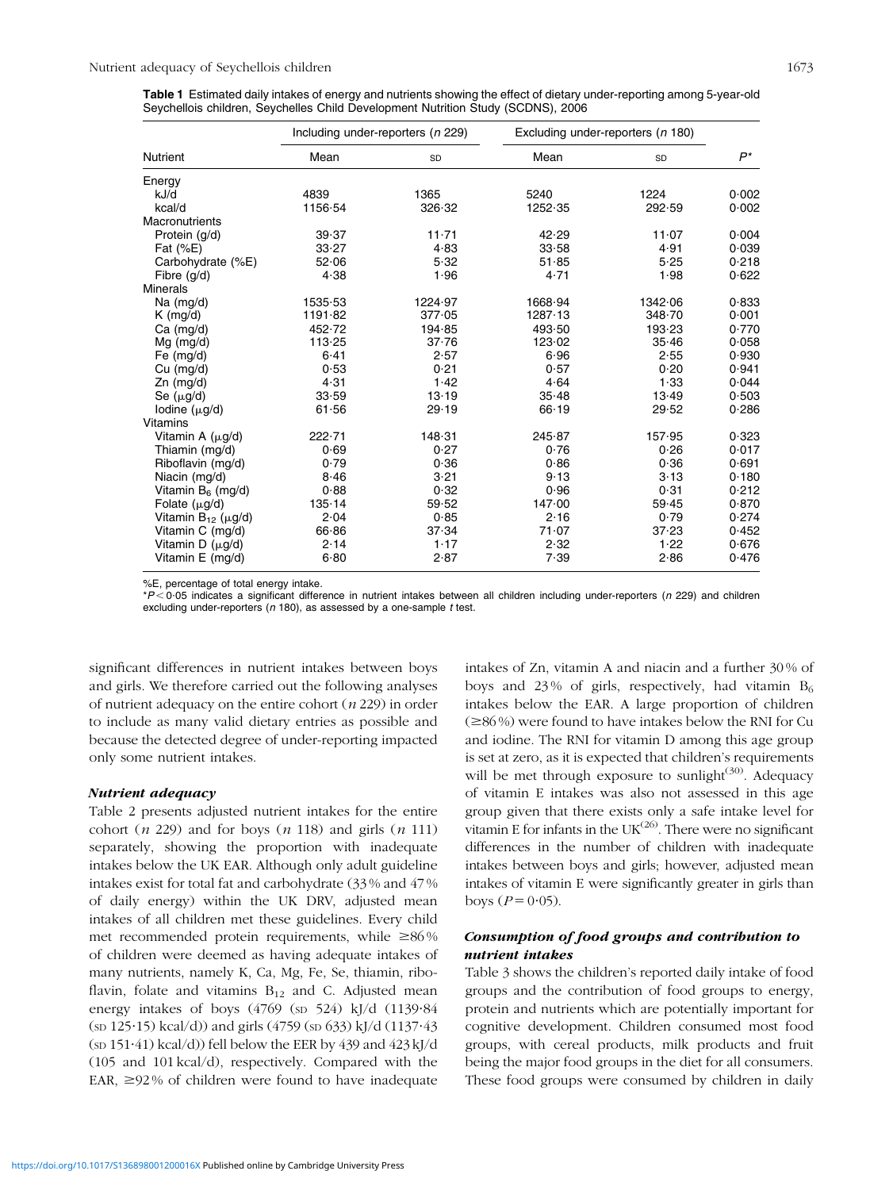**Table 1** Estimated daily intakes of energy and nutrients showing the effect of dietary under-reporting among 5-year-old Seychellois children, Seychelles Child Development Nutrition Study (SCDNS), 2006

| Nutrient | Including under-reporters (*n* 229) | | Excluding under-reporters (*n* 180) | | $P^*$ |
|---|---|---|---|---|---|
| | Mean | SD | Mean | SD | |
| Energy | | | | | |
| kJ/d | 4839 | 1365 | 5240 | 1224 | 0·002 |
| kcal/d | 1156·54 | 326·32 | 1252·35 | 292·59 | 0·002 |
| Macronutrients | | | | | |
| Protein (g/d) | 39·37 | 11·71 | 42·29 | 11·07 | 0·004 |
| Fat (%E) | 33·27 | 4·83 | 33·58 | 4·91 | 0·039 |
| Carbohydrate (%E) | 52·06 | 5·32 | 51·85 | 5·25 | 0·218 |
| Fibre (g/d) | 4·38 | 1·96 | 4·71 | 1·98 | 0·622 |
| Minerals | | | | | |
| Na (mg/d) | 1535·53 | 1224·97 | 1668·94 | 1342·06 | 0·833 |
| K (mg/d) | 1191·82 | 377·05 | 1287·13 | 348·70 | 0·001 |
| Ca (mg/d) | 452·72 | 194·85 | 493·50 | 193·23 | 0·770 |
| Mg (mg/d) | 113·25 | 37·76 | 123·02 | 35·46 | 0·058 |
| Fe (mg/d) | 6·41 | 2·57 | 6·96 | 2·55 | 0·930 |
| Cu (mg/d) | 0·53 | 0·21 | 0·57 | 0·20 | 0·941 |
| Zn (mg/d) | 4·31 | 1·42 | 4·64 | 1·33 | 0·044 |
| Se (μg/d) | 33·59 | 13·19 | 35·48 | 13·49 | 0·503 |
| Iodine (μg/d) | 61·56 | 29·19 | 66·19 | 29·52 | 0·286 |
| Vitamins | | | | | |
| Vitamin A (μg/d) | 222·71 | 148·31 | 245·87 | 157·95 | 0·323 |
| Thiamin (mg/d) | 0·69 | 0·27 | 0·76 | 0·26 | 0·017 |
| Riboflavin (mg/d) | 0·79 | 0·36 | 0·86 | 0·36 | 0·691 |
| Niacin (mg/d) | 8·46 | 3·21 | 9·13 | 3·13 | 0·180 |
| Vitamin $B_6$ (mg/d) | 0·88 | 0·32 | 0·96 | 0·31 | 0·212 |
| Folate (μg/d) | 135·14 | 59·52 | 147·00 | 59·45 | 0·870 |
| Vitamin $B_{12}$ (μg/d) | 2·04 | 0·85 | 2·16 | 0·79 | 0·274 |
| Vitamin C (mg/d) | 66·86 | 37·34 | 71·07 | 37·23 | 0·452 |
| Vitamin D (μg/d) | 2·14 | 1·17 | 2·32 | 1·22 | 0·676 |
| Vitamin E (mg/d) | 6·80 | 2·87 | 7·39 | 2·86 | 0·476 |

%E, percentage of total energy intake.
$^*P < 0·05$ indicates a significant difference in nutrient intakes between all children including under-reporters (*n* 229) and children excluding under-reporters (*n* 180), as assessed by a one-sample *t* test.

significant differences in nutrient intakes between boys and girls. We therefore carried out the following analyses of nutrient adequacy on the entire cohort (*n* 229) in order to include as many valid dietary entries as possible and because the detected degree of under-reporting impacted only some nutrient intakes.

### *Nutrient adequacy*

Table 2 presents adjusted nutrient intakes for the entire cohort (*n* 229) and for boys (*n* 118) and girls (*n* 111) separately, showing the proportion with inadequate intakes below the UK EAR. Although only adult guideline intakes exist for total fat and carbohydrate (33 % and 47 % of daily energy) within the UK DRV, adjusted mean intakes of all children met these guidelines. Every child met recommended protein requirements, while ≥86 % of children were deemed as having adequate intakes of many nutrients, namely K, Ca, Mg, Fe, Se, thiamin, riboflavin, folate and vitamins $B_{12}$ and C. Adjusted mean energy intakes of boys (4769 (SD 524) kJ/d (1139·84 (SD 125·15) kcal/d)) and girls (4759 (SD 633) kJ/d (1137·43 (SD 151·41) kcal/d)) fell below the EER by 439 and 423 kJ/d (105 and 101 kcal/d), respectively. Compared with the EAR, ≥92 % of children were found to have inadequate intakes of Zn, vitamin A and niacin and a further 30 % of boys and 23 % of girls, respectively, had vitamin $B_6$ intakes below the EAR. A large proportion of children (≥86 %) were found to have intakes below the RNI for Cu and iodine. The RNI for vitamin D among this age group is set at zero, as it is expected that children's requirements will be met through exposure to sunlight[30]. Adequacy of vitamin E intakes was also not assessed in this age group given that there exists only a safe intake level for vitamin E for infants in the UK[26]. There were no significant differences in the number of children with inadequate intakes between boys and girls; however, adjusted mean intakes of vitamin E were significantly greater in girls than boys ($P = 0·05$).

### *Consumption of food groups and contribution to nutrient intakes*

Table 3 shows the children's reported daily intake of food groups and the contribution of food groups to energy, protein and nutrients which are potentially important for cognitive development. Children consumed most food groups, with cereal products, milk products and fruit being the major food groups in the diet for all consumers. These food groups were consumed by children in daily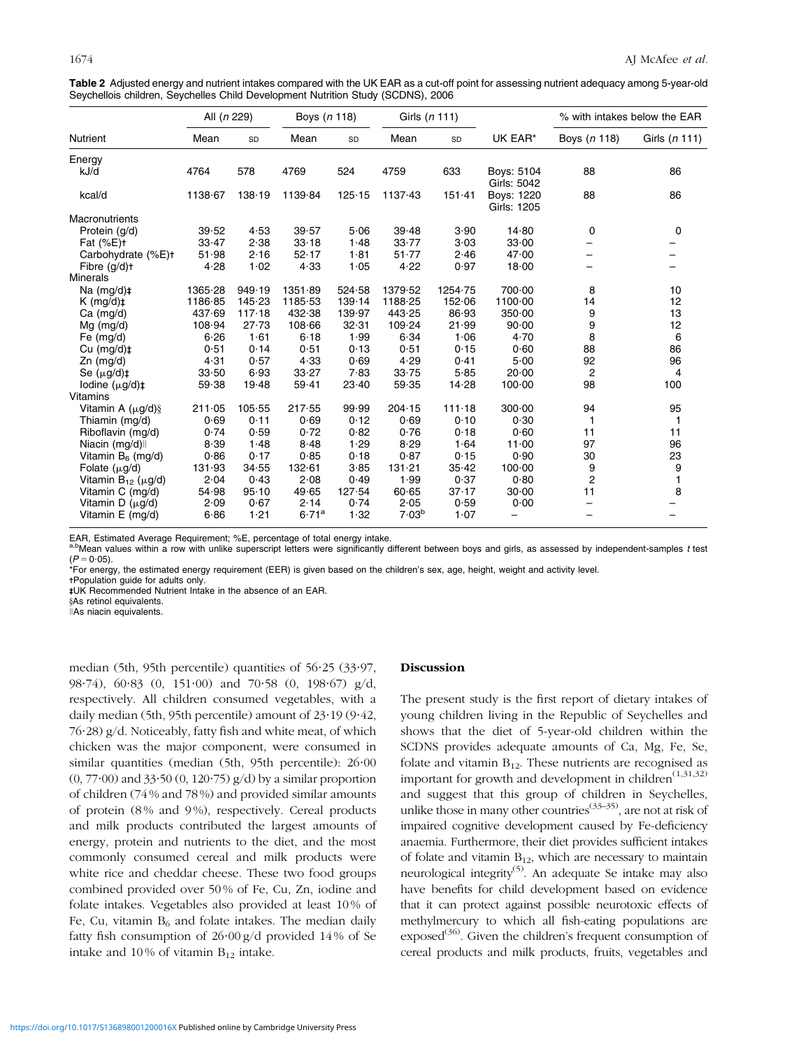**Table 2** Adjusted energy and nutrient intakes compared with the UK EAR as a cut-off point for assessing nutrient adequacy among 5-year-old Seychellois children, Seychelles Child Development Nutrition Study (SCDNS), 2006

| Nutrient | All (n 229) | | Boys (n 118) | | Girls (n 111) | | UK EAR* | % with intakes below the EAR | |
|---|---|---|---|---|---|---|---|---|---|
| | Mean | SD | Mean | SD | Mean | SD | | Boys (n 118) | Girls (n 111) |
| Energy | | | | | | | | | |
| kJ/d | 4764 | 578 | 4769 | 524 | 4759 | 633 | Boys: 5104 Girls: 5042 | 88 | 86 |
| kcal/d | 1138·67 | 138·19 | 1139·84 | 125·15 | 1137·43 | 151·41 | Boys: 1220 Girls: 1205 | 88 | 86 |
| Macronutrients | | | | | | | | | |
| Protein (g/d) | 39·52 | 4·53 | 39·57 | 5·06 | 39·48 | 3·90 | 14·80 | 0 | 0 |
| Fat (%E)† | 33·47 | 2·38 | 33·18 | 1·48 | 33·77 | 3·03 | 33·00 | – | – |
| Carbohydrate (%E)† | 51·98 | 2·16 | 52·17 | 1·81 | 51·77 | 2·46 | 47·00 | – | – |
| Fibre (g/d)† | 4·28 | 1·02 | 4·33 | 1·05 | 4·22 | 0·97 | 18·00 | – | – |
| Minerals | | | | | | | | | |
| Na (mg/d)‡ | 1365·28 | 949·19 | 1351·89 | 524·58 | 1379·52 | 1254·75 | 700·00 | 8 | 10 |
| K (mg/d)‡ | 1186·85 | 145·23 | 1185·53 | 139·14 | 1188·25 | 152·06 | 1100·00 | 14 | 12 |
| Ca (mg/d) | 437·69 | 117·18 | 432·38 | 139·97 | 443·25 | 86·93 | 350·00 | 9 | 13 |
| Mg (mg/d) | 108·94 | 27·73 | 108·66 | 32·31 | 109·24 | 21·99 | 90·00 | 9 | 12 |
| Fe (mg/d) | 6·26 | 1·61 | 6·18 | 1·99 | 6·34 | 1·06 | 4·70 | 8 | 6 |
| Cu (mg/d)‡ | 0·51 | 0·14 | 0·51 | 0·13 | 0·51 | 0·15 | 0·60 | 88 | 86 |
| Zn (mg/d) | 4·31 | 0·57 | 4·33 | 0·69 | 4·29 | 0·41 | 5·00 | 92 | 96 |
| Se (μg/d)‡ | 33·50 | 6·93 | 33·27 | 7·83 | 33·75 | 5·85 | 20·00 | 2 | 4 |
| Iodine (μg/d)‡ | 59·38 | 19·48 | 59·41 | 23·40 | 59·35 | 14·28 | 100·00 | 98 | 100 |
| Vitamins | | | | | | | | | |
| Vitamin A (μg/d)§ | 211·05 | 105·55 | 217·55 | 99·99 | 204·15 | 111·18 | 300·00 | 94 | 95 |
| Thiamin (mg/d) | 0·69 | 0·11 | 0·69 | 0·12 | 0·69 | 0·10 | 0·30 | 1 | 1 |
| Riboflavin (mg/d) | 0·74 | 0·59 | 0·72 | 0·82 | 0·76 | 0·18 | 0·60 | 11 | 11 |
| Niacin (mg/d)‖ | 8·39 | 1·48 | 8·48 | 1·29 | 8·29 | 1·64 | 11·00 | 97 | 96 |
| Vitamin $B_6$ (mg/d) | 0·86 | 0·17 | 0·85 | 0·18 | 0·87 | 0·15 | 0·90 | 30 | 23 |
| Folate (μg/d) | 131·93 | 34·55 | 132·61 | 3·85 | 131·21 | 35·42 | 100·00 | 9 | 9 |
| Vitamin $B_{12}$ (μg/d) | 2·04 | 0·43 | 2·08 | 0·49 | 1·99 | 0·37 | 0·80 | 2 | 1 |
| Vitamin C (mg/d) | 54·98 | 95·10 | 49·65 | 127·54 | 60·65 | 37·17 | 30·00 | 11 | 8 |
| Vitamin D (μg/d) | 2·09 | 0·67 | 2·14 | 0·74 | 2·05 | 0·59 | 0·00 | – | – |
| Vitamin E (mg/d) | 6·86 | 1·21 | 6·71[a] | 1·32 | 7·03[b] | 1·07 | – | – | – |

EAR, Estimated Average Requirement; %E, percentage of total energy intake.
[a,b]Mean values within a row with unlike superscript letters were significantly different between boys and girls, as assessed by independent-samples t test ($P = 0·05$).
*For energy, the estimated energy requirement (EER) is given based on the children's sex, age, height, weight and activity level.
†Population guide for adults only.
‡UK Recommended Nutrient Intake in the absence of an EAR.
§As retinol equivalents.
‖As niacin equivalents.

median (5th, 95th percentile) quantities of 56·25 (33·97, 98·74), 60·83 (0, 151·00) and 70·58 (0, 198·67) g/d, respectively. All children consumed vegetables, with a daily median (5th, 95th percentile) amount of 23·19 (9·42, 76·28) g/d. Noticeably, fatty fish and white meat, of which chicken was the major component, were consumed in similar quantities (median (5th, 95th percentile): 26·00 (0, 77·00) and 33·50 (0, 120·75) g/d) by a similar proportion of children (74 % and 78 %) and provided similar amounts of protein (8 % and 9 %), respectively. Cereal products and milk products contributed the largest amounts of energy, protein and nutrients to the diet, and the most commonly consumed cereal and milk products were white rice and cheddar cheese. These two food groups combined provided over 50 % of Fe, Cu, Zn, iodine and folate intakes. Vegetables also provided at least 10 % of Fe, Cu, vitamin $B_6$ and folate intakes. The median daily fatty fish consumption of 26·00 g/d provided 14 % of Se intake and 10 % of vitamin $B_{12}$ intake.

## Discussion

The present study is the first report of dietary intakes of young children living in the Republic of Seychelles and shows that the diet of 5-year-old children within the SCDNS provides adequate amounts of Ca, Mg, Fe, Se, folate and vitamin $B_{12}$. These nutrients are recognised as important for growth and development in children[1,31,32] and suggest that this group of children in Seychelles, unlike those in many other countries[33–35], are not at risk of impaired cognitive development caused by Fe-deficiency anaemia. Furthermore, their diet provides sufficient intakes of folate and vitamin $B_{12}$, which are necessary to maintain neurological integrity[5]. An adequate Se intake may also have benefits for child development based on evidence that it can protect against possible neurotoxic effects of methylmercury to which all fish-eating populations are exposed[36]. Given the children's frequent consumption of cereal products and milk products, fruits, vegetables and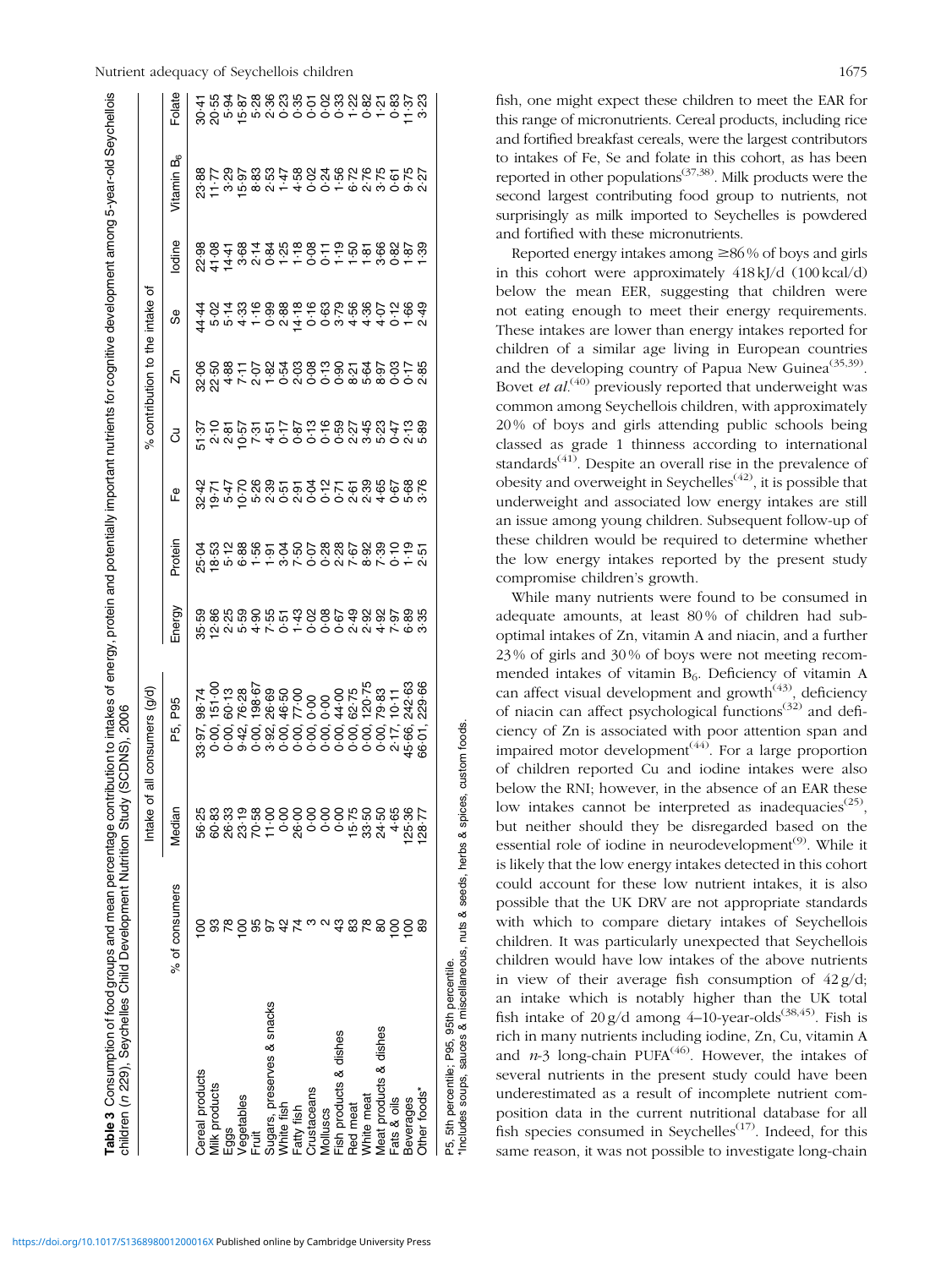**Table 3** Consumption of food groups and mean percentage contribution to intakes of energy, protein and potentially important nutrients for cognitive development among 5-year-old Seychellois children (*n* 229), Seychelles Child Development Nutrition Study (SCDNS), 2006

| | | Intake of all consumers (g/d) | | % contribution to the intake of | | | | | | | | |
|---|---|---|---|---|---|---|---|---|---|---|---|---|
| | % of consumers | Median | P5, P95 | Energy | Protein | Fe | Cu | Zn | Se | Iodine | Vitamin B$_6$ | Folate |
| Cereal products | 100 | 56·25 | 33·97, 98·74 | 35·59 | 25·04 | 32·42 | 51·37 | 32·06 | 44·44 | 22·98 | 23·88 | 30·41 |
| Milk products | 93 | 60·83 | 0·00, 151·00 | 12·86 | 18·53 | 19·71 | 2·10 | 22·50 | 5·02 | 41·08 | 11·77 | 20·55 |
| Eggs | 78 | 26·33 | 0·00, 60·13 | 2·25 | 5·12 | 5·47 | 2·81 | 4·88 | 5·14 | 14·41 | 3·29 | 5·94 |
| Vegetables | 100 | 23·19 | 9·42, 76·28 | 5·59 | 6·88 | 10·70 | 10·57 | 7·11 | 4·33 | 3·68 | 15·97 | 15·87 |
| Fruit | 95 | 70·58 | 0·00, 198·67 | 4·90 | 1·56 | 5·26 | 7·31 | 2·07 | 1·16 | 2·14 | 8·83 | 5·28 |
| Sugars, preserves & snacks | 97 | 11·00 | 3·92, 26·69 | 7·55 | 1·91 | 2·39 | 4·51 | 1·82 | 0·99 | 0·84 | 2·53 | 2·36 |
| White fish | 42 | 0·00 | 0·00, 46·50 | 0·51 | 3·04 | 0·51 | 0·17 | 0·54 | 2·88 | 1·25 | 1·47 | 0·23 |
| Fatty fish | 74 | 26·00 | 0·00, 77·00 | 1·43 | 7·50 | 2·91 | 0·87 | 2·03 | 14·18 | 1·18 | 4·58 | 0·35 |
| Crustaceans | 3 | 0·00 | 0·00, 0·00 | 0·02 | 0·07 | 0·04 | 0·13 | 0·08 | 0·16 | 0·08 | 0·02 | 0·01 |
| Molluscs | 2 | 0·00 | 0·00, 0·00 | 0·08 | 0·28 | 0·12 | 0·16 | 0·13 | 0·63 | 0·11 | 0·24 | 0·02 |
| Fish products & dishes | 43 | 0·00 | 0·00, 44·00 | 0·67 | 2·28 | 0·71 | 0·59 | 0·90 | 3·79 | 1·19 | 1·56 | 0·33 |
| Red meat | 83 | 15·75 | 0·00, 62·75 | 2·49 | 7·67 | 2·61 | 2·27 | 8·21 | 4·56 | 1·50 | 6·72 | 1·22 |
| White meat | 78 | 33·50 | 0·00, 120·75 | 2·92 | 8·92 | 2·39 | 3·45 | 5·64 | 4·36 | 1·81 | 2·76 | 0·82 |
| Meat products & dishes | 80 | 24·50 | 0·00, 79·83 | 4·92 | 7·39 | 4·65 | 5·23 | 8·97 | 4·07 | 3·66 | 3·75 | 1·21 |
| Fats & oils | 100 | 4·65 | 2·17, 10·11 | 7·97 | 0·10 | 0·67 | 0·47 | 0·03 | 0·12 | 0·82 | 0·61 | 0·83 |
| Beverages | 100 | 125·36 | 45·66, 242·63 | 6·89 | 1·19 | 5·68 | 2·13 | 0·17 | 1·66 | 1·87 | 9·75 | 11·37 |
| Other foods* | 89 | 128·77 | 66·01, 229·66 | 3·35 | 2·51 | 3·76 | 5·89 | 2·85 | 2·49 | 1·39 | 2·27 | 3·23 |

P5, 5th percentile; P95, 95th percentile.
*Includes soups, sauces & miscellaneous, nuts & seeds, herbs & spices, custom foods.

fish, one might expect these children to meet the EAR for this range of micronutrients. Cereal products, including rice and fortified breakfast cereals, were the largest contributors to intakes of Fe, Se and folate in this cohort, as has been reported in other populations[37,38]. Milk products were the second largest contributing food group to nutrients, not surprisingly as milk imported to Seychelles is powdered and fortified with these micronutrients.

Reported energy intakes among ≥86 % of boys and girls in this cohort were approximately 418 kJ/d (100 kcal/d) below the mean EER, suggesting that children were not eating enough to meet their energy requirements. These intakes are lower than energy intakes reported for children of a similar age living in European countries and the developing country of Papua New Guinea[35,39]. Bovet *et al.*[40] previously reported that underweight was common among Seychellois children, with approximately 20 % of boys and girls attending public schools being classed as grade 1 thinness according to international standards[41]. Despite an overall rise in the prevalence of obesity and overweight in Seychelles[42], it is possible that underweight and associated low energy intakes are still an issue among young children. Subsequent follow-up of these children would be required to determine whether the low energy intakes reported by the present study compromise children's growth.

While many nutrients were found to be consumed in adequate amounts, at least 80 % of children had sub-optimal intakes of Zn, vitamin A and niacin, and a further 23 % of girls and 30 % of boys were not meeting recommended intakes of vitamin B$_6$. Deficiency of vitamin A can affect visual development and growth[43], deficiency of niacin can affect psychological functions[32] and deficiency of Zn is associated with poor attention span and impaired motor development[44]. For a large proportion of children reported Cu and iodine intakes were also below the RNI; however, in the absence of an EAR these low intakes cannot be interpreted as inadequacies[25], but neither should they be disregarded based on the essential role of iodine in neurodevelopment[9]. While it is likely that the low energy intakes detected in this cohort could account for these low nutrient intakes, it is also possible that the UK DRV are not appropriate standards with which to compare dietary intakes of Seychellois children. It was particularly unexpected that Seychellois children would have low intakes of the above nutrients in view of their average fish consumption of 42 g/d; an intake which is notably higher than the UK total fish intake of 20 g/d among 4–10-year-olds[38,45]. Fish is rich in many nutrients including iodine, Zn, Cu, vitamin A and *n*-3 long-chain PUFA[46]. However, the intakes of several nutrients in the present study could have been underestimated as a result of incomplete nutrient composition data in the current nutritional database for all fish species consumed in Seychelles[17]. Indeed, for this same reason, it was not possible to investigate long-chain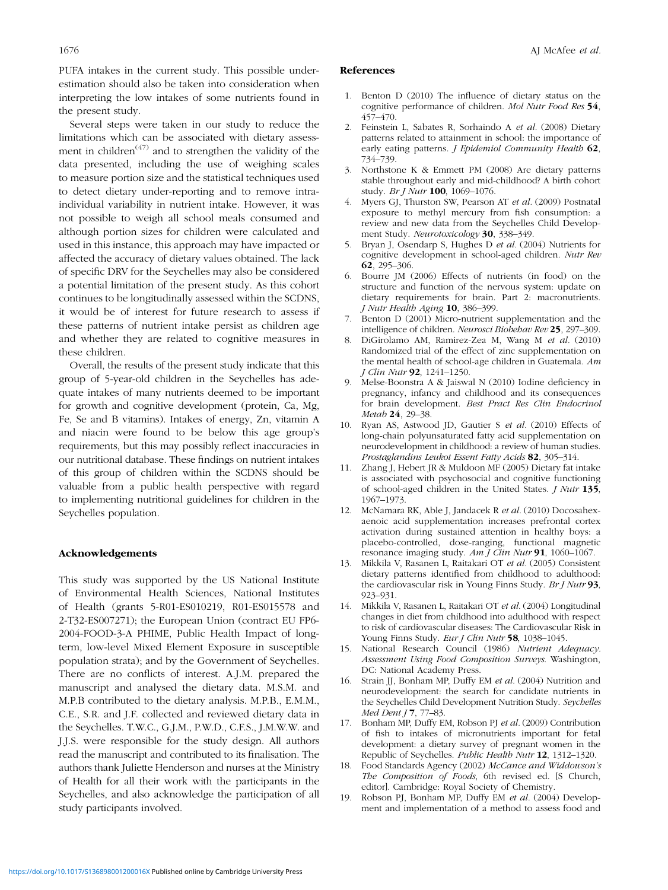PUFA intakes in the current study. This possible underestimation should also be taken into consideration when interpreting the low intakes of some nutrients found in the present study.

Several steps were taken in our study to reduce the limitations which can be associated with dietary assessment in children[47] and to strengthen the validity of the data presented, including the use of weighing scales to measure portion size and the statistical techniques used to detect dietary under-reporting and to remove intra-individual variability in nutrient intake. However, it was not possible to weigh all school meals consumed and although portion sizes for children were calculated and used in this instance, this approach may have impacted or affected the accuracy of dietary values obtained. The lack of specific DRV for the Seychelles may also be considered a potential limitation of the present study. As this cohort continues to be longitudinally assessed within the SCDNS, it would be of interest for future research to assess if these patterns of nutrient intake persist as children age and whether they are related to cognitive measures in these children.

Overall, the results of the present study indicate that this group of 5-year-old children in the Seychelles has adequate intakes of many nutrients deemed to be important for growth and cognitive development (protein, Ca, Mg, Fe, Se and B vitamins). Intakes of energy, Zn, vitamin A and niacin were found to be below this age group's requirements, but this may possibly reflect inaccuracies in our nutritional database. These findings on nutrient intakes of this group of children within the SCDNS should be valuable from a public health perspective with regard to implementing nutritional guidelines for children in the Seychelles population.

## Acknowledgements

This study was supported by the US National Institute of Environmental Health Sciences, National Institutes of Health (grants 5-R01-ES010219, R01-ES015578 and 2-T32-ES007271); the European Union (contract EU FP6-2004-FOOD-3-A PHIME, Public Health Impact of long-term, low-level Mixed Element Exposure in susceptible population strata); and by the Government of Seychelles. There are no conflicts of interest. A.J.M. prepared the manuscript and analysed the dietary data. M.S.M. and M.P.B contributed to the dietary analysis. M.P.B., E.M.M., C.E., S.R. and J.F. collected and reviewed dietary data in the Seychelles. T.W.C., G.J.M., P.W.D., C.F.S., J.M.W.W. and J.J.S. were responsible for the study design. All authors read the manuscript and contributed to its finalisation. The authors thank Juliette Henderson and nurses at the Ministry of Health for all their work with the participants in the Seychelles, and also acknowledge the participation of all study participants involved.

## References

1. Benton D (2010) The influence of dietary status on the cognitive performance of children. *Mol Nutr Food Res* **54**, 457–470.
2. Feinstein L, Sabates R, Sorhaindo A *et al.* (2008) Dietary patterns related to attainment in school: the importance of early eating patterns. *J Epidemiol Community Health* **62**, 734–739.
3. Northstone K & Emmett PM (2008) Are dietary patterns stable throughout early and mid-childhood? A birth cohort study. *Br J Nutr* **100**, 1069–1076.
4. Myers GJ, Thurston SW, Pearson AT *et al.* (2009) Postnatal exposure to methyl mercury from fish consumption: a review and new data from the Seychelles Child Development Study. *Neurotoxicology* **30**, 338–349.
5. Bryan J, Osendarp S, Hughes D *et al.* (2004) Nutrients for cognitive development in school-aged children. *Nutr Rev* **62**, 295–306.
6. Bourre JM (2006) Effects of nutrients (in food) on the structure and function of the nervous system: update on dietary requirements for brain. Part 2: macronutrients. *J Nutr Health Aging* **10**, 386–399.
7. Benton D (2001) Micro-nutrient supplementation and the intelligence of children. *Neurosci Biobehav Rev* **25**, 297–309.
8. DiGirolamo AM, Ramirez-Zea M, Wang M *et al.* (2010) Randomized trial of the effect of zinc supplementation on the mental health of school-age children in Guatemala. *Am J Clin Nutr* **92**, 1241–1250.
9. Melse-Boonstra A & Jaiswal N (2010) Iodine deficiency in pregnancy, infancy and childhood and its consequences for brain development. *Best Pract Res Clin Endocrinol Metab* **24**, 29–38.
10. Ryan AS, Astwood JD, Gautier S *et al.* (2010) Effects of long-chain polyunsaturated fatty acid supplementation on neurodevelopment in childhood: a review of human studies. *Prostaglandins Leukot Essent Fatty Acids* **82**, 305–314.
11. Zhang J, Hebert JR & Muldoon MF (2005) Dietary fat intake is associated with psychosocial and cognitive functioning of school-aged children in the United States. *J Nutr* **135**, 1967–1973.
12. McNamara RK, Able J, Jandacek R *et al.* (2010) Docosahexaenoic acid supplementation increases prefrontal cortex activation during sustained attention in healthy boys: a placebo-controlled, dose-ranging, functional magnetic resonance imaging study. *Am J Clin Nutr* **91**, 1060–1067.
13. Mikkila V, Rasanen L, Raitakari OT *et al.* (2005) Consistent dietary patterns identified from childhood to adulthood: the cardiovascular risk in Young Finns Study. *Br J Nutr* **93**, 923–931.
14. Mikkila V, Rasanen L, Raitakari OT *et al.* (2004) Longitudinal changes in diet from childhood into adulthood with respect to risk of cardiovascular diseases: The Cardiovascular Risk in Young Finns Study. *Eur J Clin Nutr* **58**, 1038–1045.
15. National Research Council (1986) *Nutrient Adequacy. Assessment Using Food Composition Surveys*. Washington, DC: National Academy Press.
16. Strain JJ, Bonham MP, Duffy EM *et al.* (2004) Nutrition and neurodevelopment: the search for candidate nutrients in the Seychelles Child Development Nutrition Study. *Seychelles Med Dent J* **7**, 77–83.
17. Bonham MP, Duffy EM, Robson PJ *et al.* (2009) Contribution of fish to intakes of micronutrients important for fetal development: a dietary survey of pregnant women in the Republic of Seychelles. *Public Health Nutr* **12**, 1312–1320.
18. Food Standards Agency (2002) *McCance and Widdowson's The Composition of Foods*, 6th revised ed. [S Church, editor]. Cambridge: Royal Society of Chemistry.
19. Robson PJ, Bonham MP, Duffy EM *et al.* (2004) Development and implementation of a method to assess food and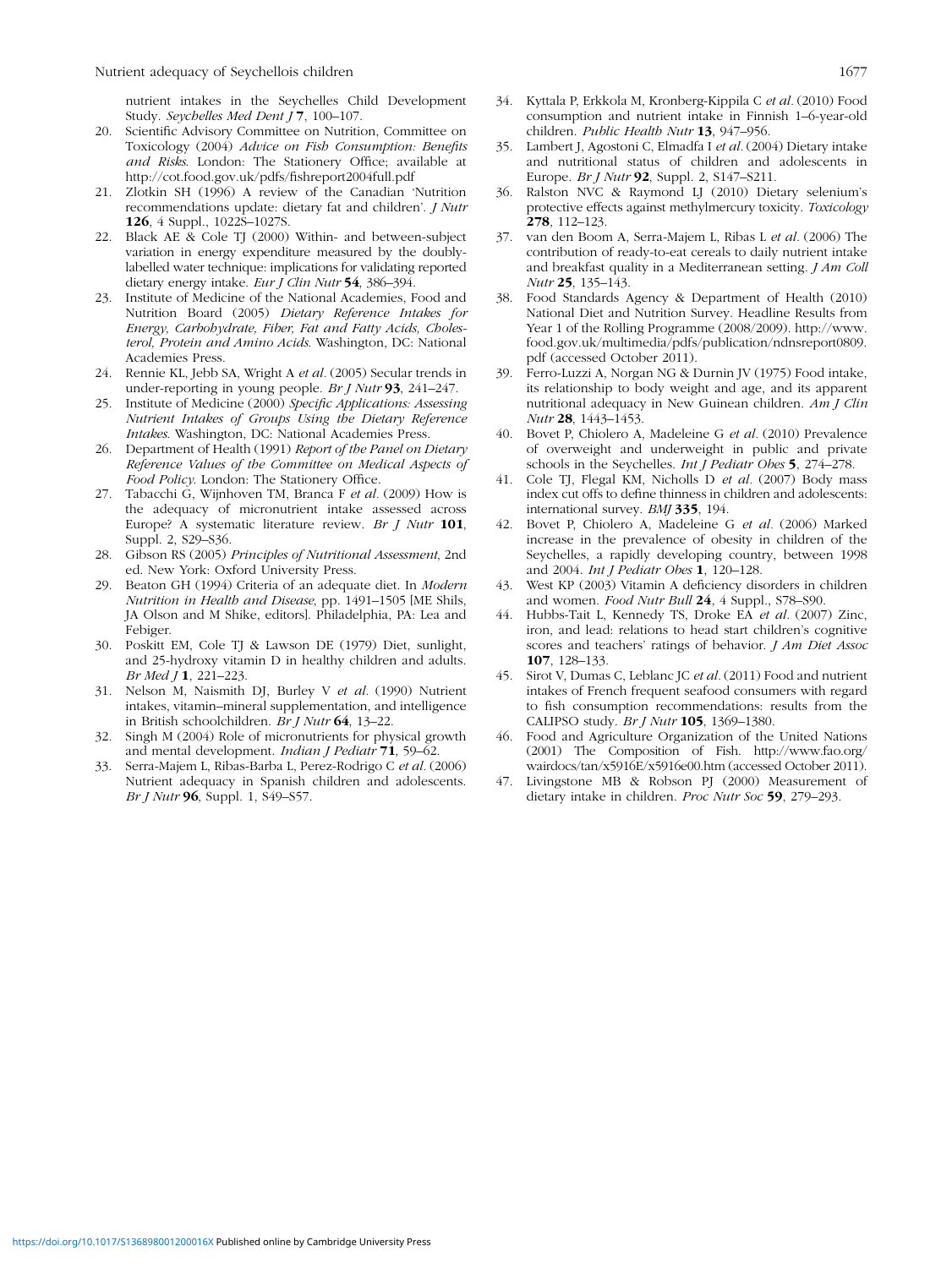nutrient intakes in the Seychelles Child Development Study. *Seychelles Med Dent J* **7**, 100–107.

20. Scientific Advisory Committee on Nutrition, Committee on Toxicology (2004) *Advice on Fish Consumption: Benefits and Risks*. London: The Stationery Office; available at http://cot.food.gov.uk/pdfs/fishreport2004full.pdf
21. Zlotkin SH (1996) A review of the Canadian 'Nutrition recommendations update: dietary fat and children'. *J Nutr* **126**, 4 Suppl., 1022S–1027S.
22. Black AE & Cole TJ (2000) Within- and between-subject variation in energy expenditure measured by the doubly-labelled water technique: implications for validating reported dietary energy intake. *Eur J Clin Nutr* **54**, 386–394.
23. Institute of Medicine of the National Academies, Food and Nutrition Board (2005) *Dietary Reference Intakes for Energy, Carbohydrate, Fiber, Fat and Fatty Acids, Cholesterol, Protein and Amino Acids*. Washington, DC: National Academies Press.
24. Rennie KL, Jebb SA, Wright A *et al.* (2005) Secular trends in under-reporting in young people. *Br J Nutr* **93**, 241–247.
25. Institute of Medicine (2000) *Specific Applications: Assessing Nutrient Intakes of Groups Using the Dietary Reference Intakes*. Washington, DC: National Academies Press.
26. Department of Health (1991) *Report of the Panel on Dietary Reference Values of the Committee on Medical Aspects of Food Policy*. London: The Stationery Office.
27. Tabacchi G, Wijnhoven TM, Branca F *et al.* (2009) How is the adequacy of micronutrient intake assessed across Europe? A systematic literature review. *Br J Nutr* **101**, Suppl. 2, S29–S36.
28. Gibson RS (2005) *Principles of Nutritional Assessment*, 2nd ed. New York: Oxford University Press.
29. Beaton GH (1994) Criteria of an adequate diet. In *Modern Nutrition in Health and Disease*, pp. 1491–1505 [ME Shils, JA Olson and M Shike, editors]. Philadelphia, PA: Lea and Febiger.
30. Poskitt EM, Cole TJ & Lawson DE (1979) Diet, sunlight, and 25-hydroxy vitamin D in healthy children and adults. *Br Med J* **1**, 221–223.
31. Nelson M, Naismith DJ, Burley V *et al.* (1990) Nutrient intakes, vitamin–mineral supplementation, and intelligence in British schoolchildren. *Br J Nutr* **64**, 13–22.
32. Singh M (2004) Role of micronutrients for physical growth and mental development. *Indian J Pediatr* **71**, 59–62.
33. Serra-Majem L, Ribas-Barba L, Perez-Rodrigo C *et al.* (2006) Nutrient adequacy in Spanish children and adolescents. *Br J Nutr* **96**, Suppl. 1, S49–S57.
34. Kyttala P, Erkkola M, Kronberg-Kippila C *et al.* (2010) Food consumption and nutrient intake in Finnish 1–6-year-old children. *Public Health Nutr* **13**, 947–956.
35. Lambert J, Agostoni C, Elmadfa I *et al.* (2004) Dietary intake and nutritional status of children and adolescents in Europe. *Br J Nutr* **92**, Suppl. 2, S147–S211.
36. Ralston NVC & Raymond LJ (2010) Dietary selenium's protective effects against methylmercury toxicity. *Toxicology* **278**, 112–123.
37. van den Boom A, Serra-Majem L, Ribas L *et al.* (2006) The contribution of ready-to-eat cereals to daily nutrient intake and breakfast quality in a Mediterranean setting. *J Am Coll Nutr* **25**, 135–143.
38. Food Standards Agency & Department of Health (2010) National Diet and Nutrition Survey. Headline Results from Year 1 of the Rolling Programme (2008/2009). http://www.food.gov.uk/multimedia/pdfs/publication/ndnsreport0809.pdf (accessed October 2011).
39. Ferro-Luzzi A, Norgan NG & Durnin JV (1975) Food intake, its relationship to body weight and age, and its apparent nutritional adequacy in New Guinean children. *Am J Clin Nutr* **28**, 1443–1453.
40. Bovet P, Chiolero A, Madeleine G *et al.* (2010) Prevalence of overweight and underweight in public and private schools in the Seychelles. *Int J Pediatr Obes* **5**, 274–278.
41. Cole TJ, Flegal KM, Nicholls D *et al.* (2007) Body mass index cut offs to define thinness in children and adolescents: international survey. *BMJ* **335**, 194.
42. Bovet P, Chiolero A, Madeleine G *et al.* (2006) Marked increase in the prevalence of obesity in children of the Seychelles, a rapidly developing country, between 1998 and 2004. *Int J Pediatr Obes* **1**, 120–128.
43. West KP (2003) Vitamin A deficiency disorders in children and women. *Food Nutr Bull* **24**, 4 Suppl., S78–S90.
44. Hubbs-Tait L, Kennedy TS, Droke EA *et al.* (2007) Zinc, iron, and lead: relations to head start children's cognitive scores and teachers' ratings of behavior. *J Am Diet Assoc* **107**, 128–133.
45. Sirot V, Dumas C, Leblanc JC *et al.* (2011) Food and nutrient intakes of French frequent seafood consumers with regard to fish consumption recommendations: results from the CALIPSO study. *Br J Nutr* **105**, 1369–1380.
46. Food and Agriculture Organization of the United Nations (2001) The Composition of Fish. http://www.fao.org/wairdocs/tan/x5916E/x5916e00.htm (accessed October 2011).
47. Livingstone MB & Robson PJ (2000) Measurement of dietary intake in children. *Proc Nutr Soc* **59**, 279–293.